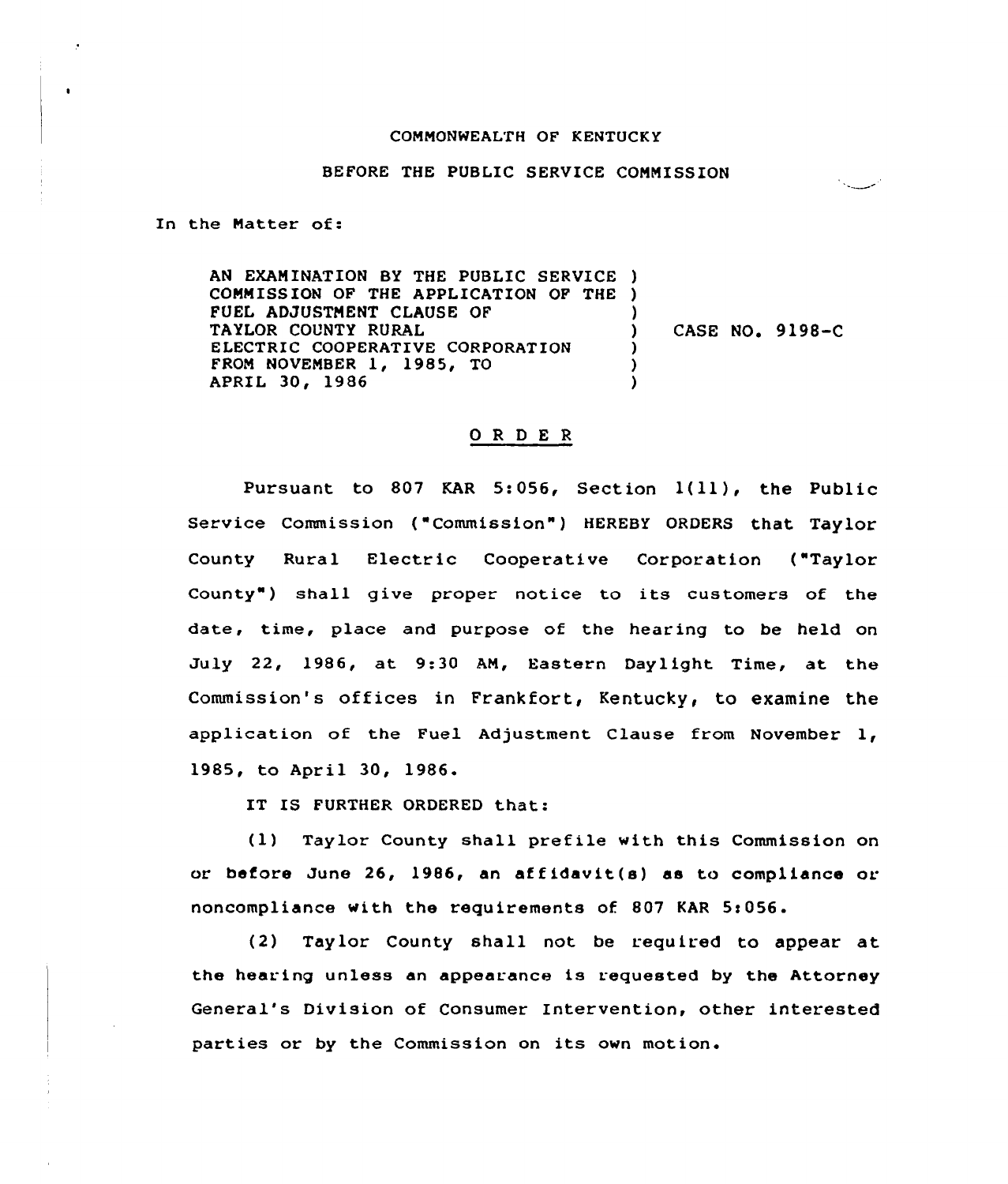COMMONWEALTH OF KENTUCKY

BEFORE THE PUBLIC SERVICE COMMISSION

In the Matter of:

AN EXAMINATION BY THE PUBLIC SERVICE COMMISSION OF THE APPLICATION OF THE FUEL ADJUSTMENT CLAUSE OF TAYLOR COUNTY RURAL ELECTRIC COOPERATIVE CORPORATION FROM NOVEMBER 1, 1985, TO APRIL 30, 1986 ) CASE NO. 9198-C

# ORDER

Pursuant to 807 KAR 5:056, Section 1(11), the Public Service Commission ("Commission") HEREBY ORDERS that Taylor County Rural Electric Cooperative Corporation ("Taylor County") shall give proper notice to its customers of the date, time, place and purpose of the hearing to be held on July 22, 1986, at 9:30 AM, Eastern Daylight Time, at the Commission's offices in Frankfort, Kentucky, to examine the application of the Fuel Adjustment Clause from November 1, 1985, to April 30, 1986.

IT IS FURTHER ORDERED that:

(1) Taylor County shall prefile with this Commission on or before June 26, 1986, an affidavit(s) as to compliance or noncompliance with the requirements of 807 KAR 5:056.

(2) Taylor County shall not be required to appear at the hearing unless an appearance is requested by the Attorney General's Division of Consumer Intervention, other interested parties or by the Commission on its own motion.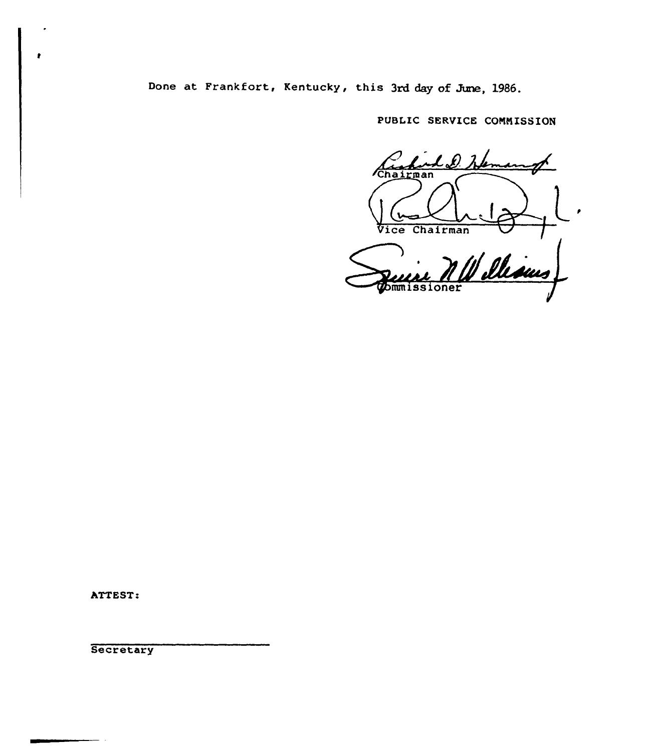Done at Frankfort, Kentucky, this 3rd day of June, 1986.

PUBLIC SERVICE COMMISSION

Chairman

Vice Chairman

Commissioner

ATTEST:

Secretary